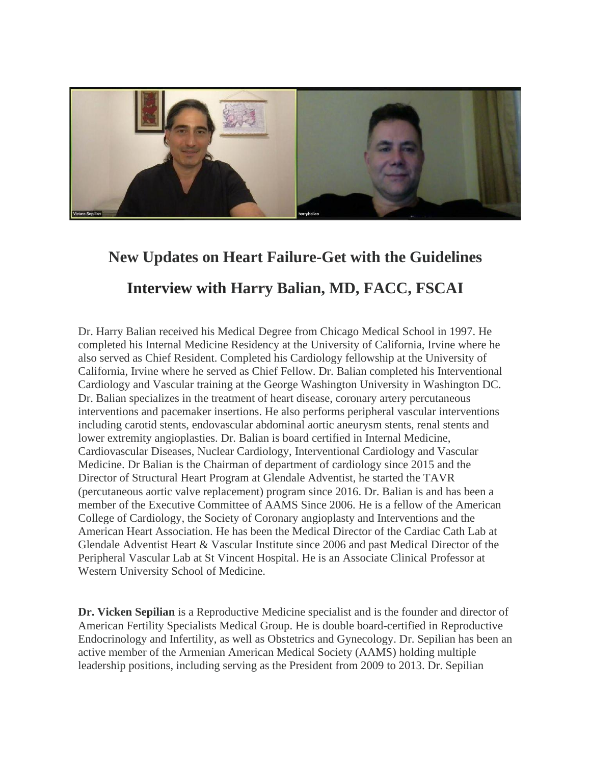# New Updates on Heart Failure-Get with the Guidelines

## Interview with Harry Balian, MD, FACC, FSCAI

Dr. Harry Balian received his Medical Degree from Chicago Medical School in 1997. He completed his Internal Medicine Residency at the University of California, Irvine where he also served as Chief Resident. Completed his Cardiology fellowship at the University of California, Irvine where he served as Chief Fellow. Dr. Balian completed his Interventional Cardiology and Vascular training at the George Washington University in Washington DC. Dr. Balian specializes in the treatment of heart disease, coronary artery percutaneous interventions and pacemaker insertions. He also performs peripheral vascular interventions including carotid stents, endovascular abdominal aortic aneurysm stents, renal stents and lower extremity angioplasties. Dr. Balian is board certified in Internal Medicine, Cardiovascular Diseases, Nuclear Cardiology, Interventional Cardiology and Vascular Medicine. Dr Balian is the Chairman of department of cardiology since 2015 and the Director of Structural Heart Program at Glendale Adventist, he started the TAVR (percutaneous aortic valve replacement) program since 2016. Dr. Balian is and has been a member of the Executive Committee of AAMS Since 2006. He is a fellow of the American College of Cardiology, the Society of Coronary angioplasty and Interventions and the American Heart Association. He has been the Medical Director of the Cardiac Cath Lab at Glendale Adventist Heart & Vascular Institute since 2006 and past Medical Director of the Peripheral Vascular Lab at St Vincent Hospital. He is an Associate Clinical Professor at Western University School of Medicine.

**Dr. Vicken Sepilian** is a Reproductive Medicine specialist and is the founder and director of American Fertility Specialists Medical Group. He is double board-certified in Reproductive Endocrinology and Infertility, as well as Obstetrics and Gynecology. Dr. Sepilian has been an active member of the Armenian American Medical Society (AAMS) holding multiple leadership positions, including serving as the President from 2009 to 2013. Dr. Sepilian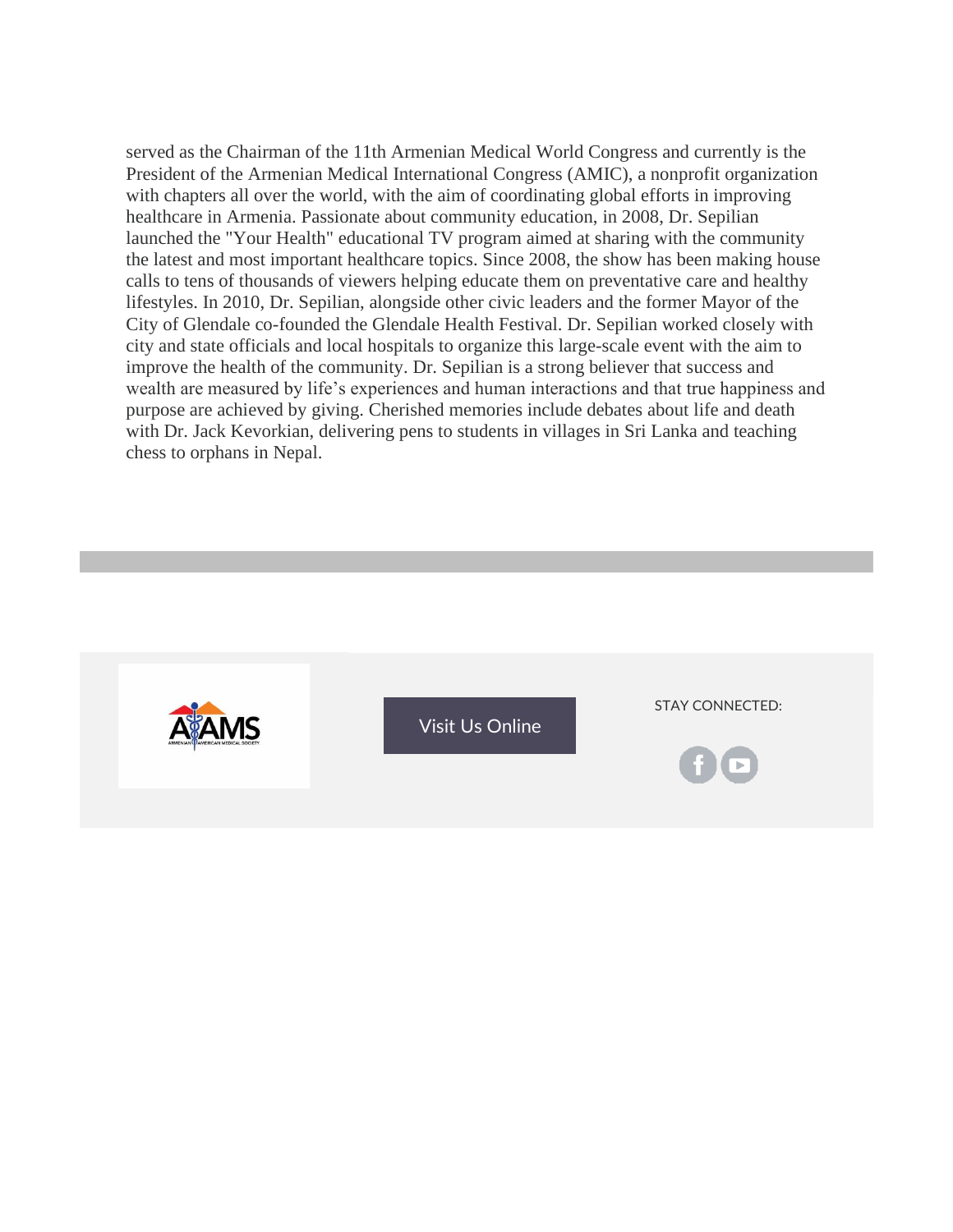served as the Chairman of the 11th Armenian Medical World Congress and currently is the President of the Armenian Medical International Congress (AMIC), a nonprofit organization with chapters all over the world, with the aim of coordinating global efforts in improving healthcare in Armenia. Passionate about community education, in 2008, Dr. Sepilian launched the "Your Health" educational TV program aimed at sharing with the community the latest and most important healthcare topics. Since 2008, the show has been making house calls to tens of thousands of viewers helping educate them on preventative care and healthy lifestyles. In 2010, Dr. Sepilian, alongside other civic leaders and the former Mayor of the City of Glendale co-founded the Glendale Health Festival. Dr. Sepilian worked closely with city and state officials and local hospitals to organize this large-scale event with the aim to improve the health of the community. Dr. Sepilian is a strong believer that success and wealth are measured by life's experiences and human interactions and that true happiness and purpose are achieved by giving. Cherished memories include debates about life and death with Dr. Jack Kevorkian, delivering pens to students in villages in Sri Lanka and teaching chess to orphans in Nepal.

AAMS
ARMENIAN AMERICAN MEDICAL SOCIETY

Visit Us Online

STAY CONNECTED: